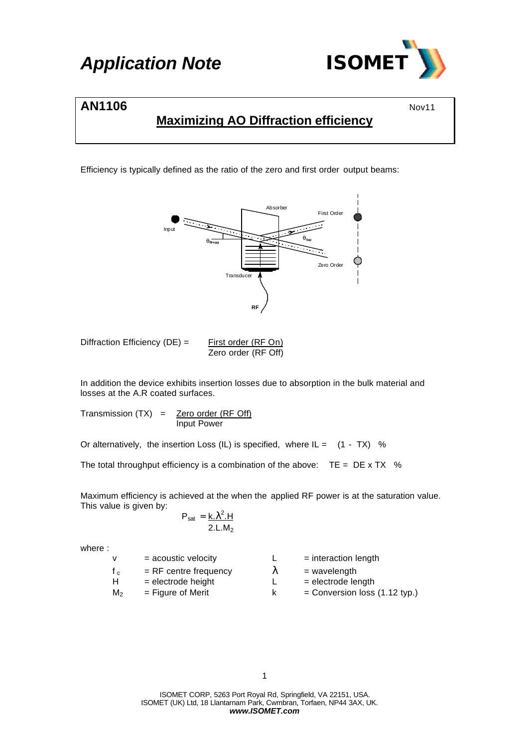# Application Note

## AN1106

Nov11

## Maximizing AO Diffraction efficiency

Efficiency is typically defined as the ratio of the zero and first order output beams:

Diffraction Efficiency (DE) = $\frac{\text{First order (RF On)}}{\text{Zero order (RF Off)}}$

In addition the device exhibits insertion losses due to absorption in the bulk material and losses at the A.R coated surfaces.

Transmission (TX) = $\frac{\text{Zero order (RF Off)}}{\text{Input Power}}$

Or alternatively, the insertion Loss (IL) is specified, where IL = (1 - TX) %

The total throughput efficiency is a combination of the above: TE = DE x TX %

Maximum efficiency is achieved at the when the applied RF power is at the saturation value. This value is given by:

$$P_{sat} = \frac{k.\lambda^2.H}{2.L.M_2}$$

where :

| | | | | |
|---|---|---|---|---|
| v | = acoustic velocity | | L | = interaction length |
| $f_c$ | = RF centre frequency | | $\lambda$ | = wavelength |
| H | = electrode height | | L | = electrode length |
| $M_2$ | = Figure of Merit | | k | = Conversion loss (1.12 typ.) |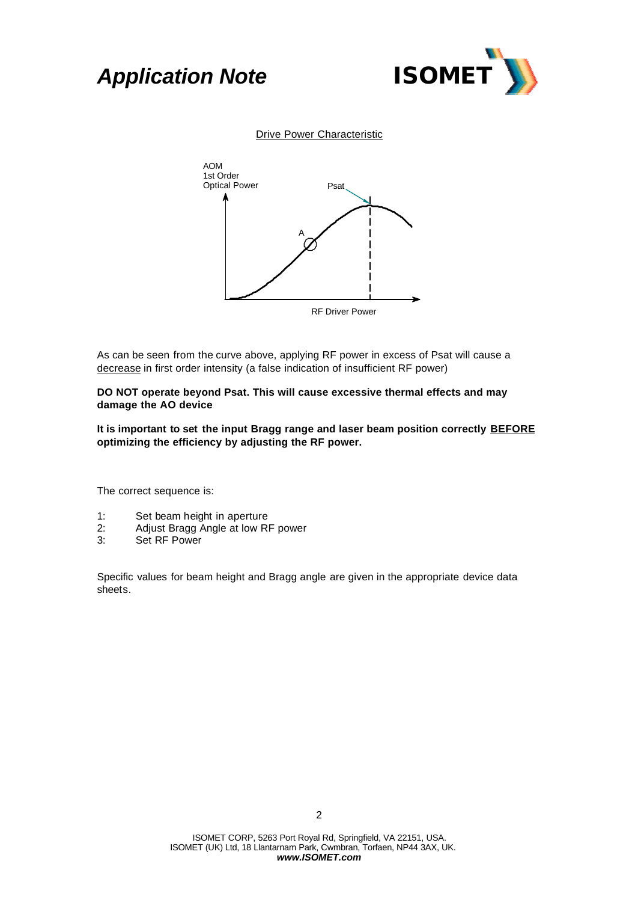Drive Power Characteristic

AOM
1st Order
Optical Power

Psat

A

RF Driver Power

As can be seen from the curve above, applying RF power in excess of Psat will cause a decrease in first order intensity (a false indication of insufficient RF power)

**DO NOT operate beyond Psat. This will cause excessive thermal effects and may damage the AO device**

**It is important to set the input Bragg range and laser beam position correctly BEFORE optimizing the efficiency by adjusting the RF power.**

The correct sequence is:

1: Set beam height in aperture
2: Adjust Bragg Angle at low RF power
3: Set RF Power

Specific values for beam height and Bragg angle are given in the appropriate device data sheets.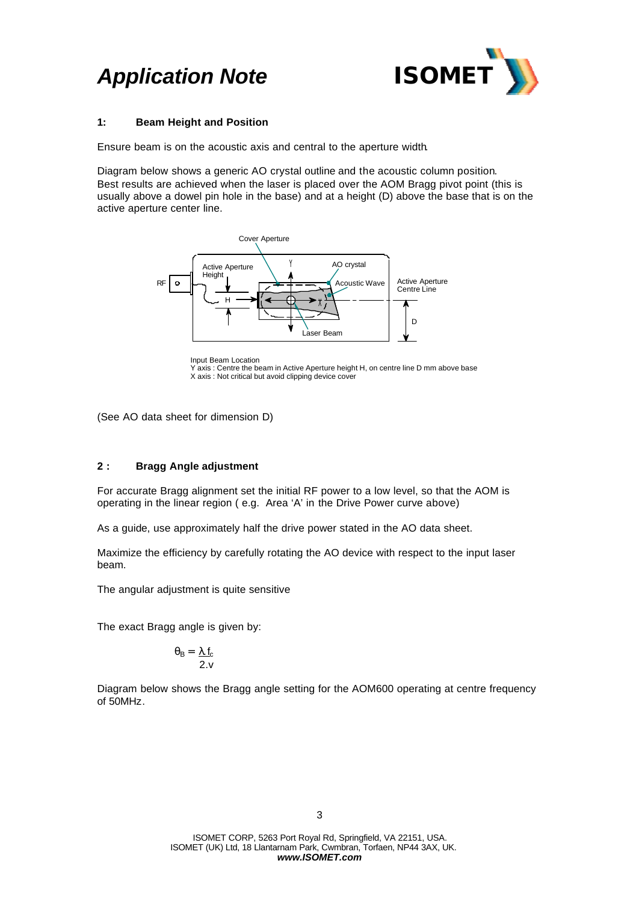## 1: Beam Height and Position

Ensure beam is on the acoustic axis and central to the aperture width.

Diagram below shows a generic AO crystal outline and the acoustic column position.
Best results are achieved when the laser is placed over the AOM Bragg pivot point (this is usually above a dowel pin hole in the base) and at a height (D) above the base that is on the active aperture center line.

Cover Aperture

Active Aperture Height

AO crystal

Acoustic Wave

Active Aperture Centre Line

RF

H

D

Laser Beam

Input Beam Location
Y axis : Centre the beam in Active Aperture height H, on centre line D mm above base
X axis : Not critical but avoid clipping device cover

(See AO data sheet for dimension D)

## 2 : Bragg Angle adjustment

For accurate Bragg alignment set the initial RF power to a low level, so that the AOM is operating in the linear region ( e.g. Area 'A' in the Drive Power curve above)

As a guide, use approximately half the drive power stated in the AO data sheet.

Maximize the efficiency by carefully rotating the AO device with respect to the input laser beam.

The angular adjustment is quite sensitive

The exact Bragg angle is given by:

$$\theta_B = \frac{\lambda . f_c}{2.v}$$

Diagram below shows the Bragg angle setting for the AOM600 operating at centre frequency of 50MHz.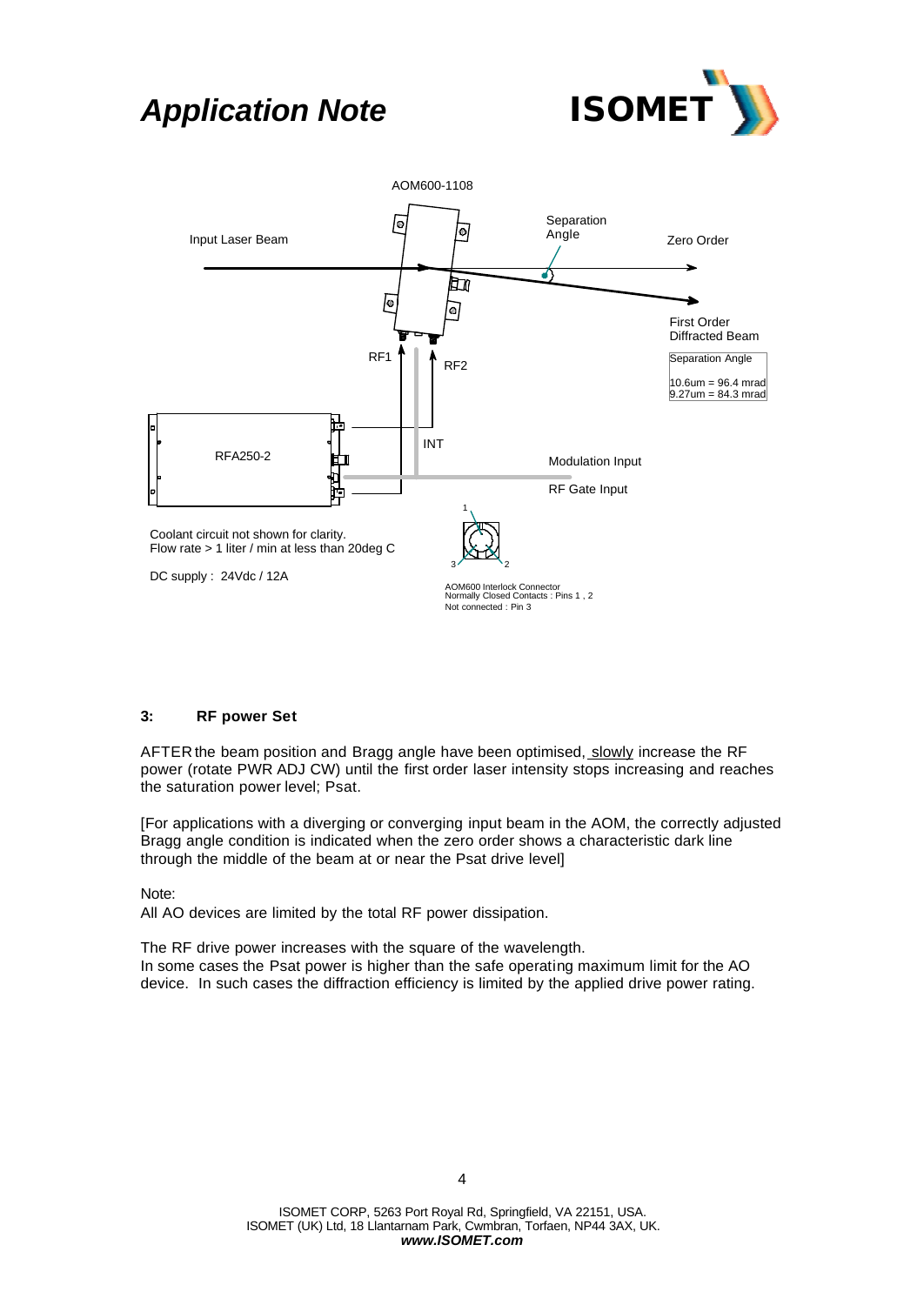AOM600-1108

Input Laser Beam

Separation Angle

Zero Order

First Order Diffracted Beam

Separation Angle

10.6um = 96.4 mrad
9.27um = 84.3 mrad

RF1

RF2

INT

RFA250-2

Modulation Input

RF Gate Input

Coolant circuit not shown for clarity.
Flow rate > 1 liter / min at less than 20deg C

DC supply : 24Vdc / 12A

AOM600 Interlock Connector
Normally Closed Contacts : Pins 1 , 2
Not connected : Pin 3

### 3: RF power Set

AFTER the beam position and Bragg angle have been optimised, slowly increase the RF power (rotate PWR ADJ CW) until the first order laser intensity stops increasing and reaches the saturation power level; Psat.

[For applications with a diverging or converging input beam in the AOM, the correctly adjusted Bragg angle condition is indicated when the zero order shows a characteristic dark line through the middle of the beam at or near the Psat drive level]

Note:
All AO devices are limited by the total RF power dissipation.

The RF drive power increases with the square of the wavelength.
In some cases the Psat power is higher than the safe operating maximum limit for the AO device. In such cases the diffraction efficiency is limited by the applied drive power rating.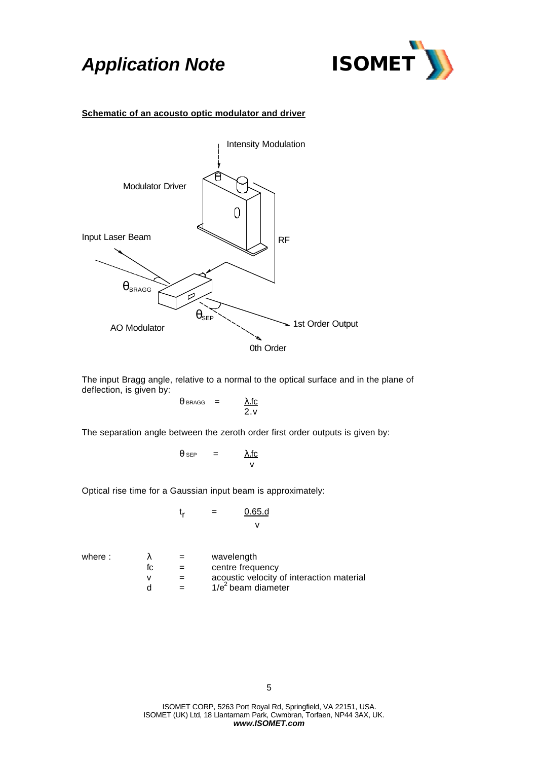**Schematic of an acousto optic modulator and driver**

Intensity Modulation

Modulator Driver

Input Laser Beam

RF

$\theta_{BRAGG}$

$\theta_{SEP}$

AO Modulator

1st Order Output

0th Order

The input Bragg angle, relative to a normal to the optical surface and in the plane of deflection, is given by:

$$\theta_{BRAGG} = \frac{\lambda . fc}{2 . v}$$

The separation angle between the zeroth order first order outputs is given by:

$$\theta_{SEP} = \frac{\lambda . fc}{v}$$

Optical rise time for a Gaussian input beam is approximately:

$$t_r = \frac{0.65 . d}{v}$$

where :

| | | |
|---|---|---|
| $\lambda$ | = | wavelength |
| fc | = | centre frequency |
| v | = | acoustic velocity of interaction material |
| d | = | $1/e^2$ beam diameter |